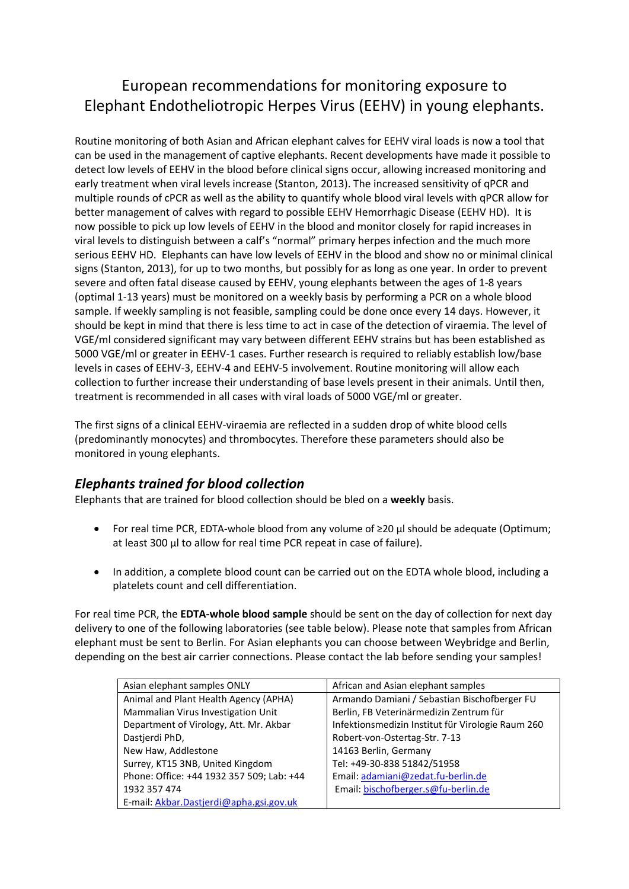# European recommendations for monitoring exposure to Elephant Endotheliotropic Herpes Virus (EEHV) in young elephants.

Routine monitoring of both Asian and African elephant calves for EEHV viral loads is now a tool that can be used in the management of captive elephants. Recent developments have made it possible to detect low levels of EEHV in the blood before clinical signs occur, allowing increased monitoring and early treatment when viral levels increase (Stanton, 2013). The increased sensitivity of qPCR and multiple rounds of cPCR as well as the ability to quantify whole blood viral levels with qPCR allow for better management of calves with regard to possible EEHV Hemorrhagic Disease (EEHV HD). It is now possible to pick up low levels of EEHV in the blood and monitor closely for rapid increases in viral levels to distinguish between a calf's "normal" primary herpes infection and the much more serious EEHV HD. Elephants can have low levels of EEHV in the blood and show no or minimal clinical signs (Stanton, 2013), for up to two months, but possibly for as long as one year. In order to prevent severe and often fatal disease caused by EEHV, young elephants between the ages of 1-8 years (optimal 1-13 years) must be monitored on a weekly basis by performing a PCR on a whole blood sample. If weekly sampling is not feasible, sampling could be done once every 14 days. However, it should be kept in mind that there is less time to act in case of the detection of viraemia. The level of VGE/ml considered significant may vary between different EEHV strains but has been established as 5000 VGE/ml or greater in EEHV-1 cases. Further research is required to reliably establish low/base levels in cases of EEHV-3, EEHV-4 and EEHV-5 involvement. Routine monitoring will allow each collection to further increase their understanding of base levels present in their animals. Until then, treatment is recommended in all cases with viral loads of 5000 VGE/ml or greater.

The first signs of a clinical EEHV-viraemia are reflected in a sudden drop of white blood cells (predominantly monocytes) and thrombocytes. Therefore these parameters should also be monitored in young elephants.

## *Elephants trained for blood collection*

Elephants that are trained for blood collection should be bled on a **weekly** basis.

- For real time PCR, EDTA-whole blood from any volume of ≥20 µl should be adequate (Optimum; at least 300 µl to allow for real time PCR repeat in case of failure).
- In addition, a complete blood count can be carried out on the EDTA whole blood, including a platelets count and cell differentiation.

For real time PCR, the **EDTA-whole blood sample** should be sent on the day of collection for next day delivery to one of the following laboratories (see table below). Please note that samples from African elephant must be sent to Berlin. For Asian elephants you can choose between Weybridge and Berlin, depending on the best air carrier connections. Please contact the lab before sending your samples!

| Asian elephant samples ONLY | African and Asian elephant samples |
|---|---|
| Animal and Plant Health Agency (APHA)<br>Mammalian Virus Investigation Unit<br>Department of Virology, Att. Mr. Akbar Dastjerdi PhD,<br>New Haw, Addlestone<br>Surrey, KT15 3NB, United Kingdom<br>Phone: Office: +44 1932 357 509; Lab: +44 1932 357 474<br>E-mail: Akbar.Dastjerdi@apha.gsi.gov.uk | Armando Damiani / Sebastian Bischofberger FU Berlin, FB Veterinärmedizin Zentrum für Infektionsmedizin Institut für Virologie Raum 260<br>Robert-von-Ostertag-Str. 7-13<br>14163 Berlin, Germany<br>Tel: +49-30-838 51842/51958<br>Email: adamiani@zedat.fu-berlin.de<br>Email: bischofberger.s@fu-berlin.de |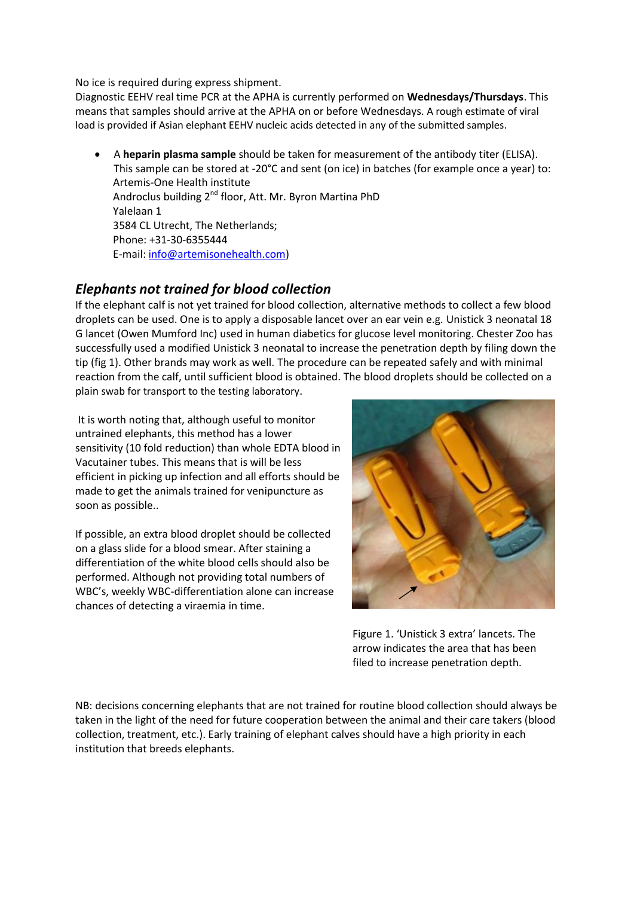No ice is required during express shipment.
Diagnostic EEHV real time PCR at the APHA is currently performed on **Wednesdays/Thursdays**. This means that samples should arrive at the APHA on or before Wednesdays. A rough estimate of viral load is provided if Asian elephant EEHV nucleic acids detected in any of the submitted samples.

- A **heparin plasma sample** should be taken for measurement of the antibody titer (ELISA). This sample can be stored at -20°C and sent (on ice) in batches (for example once a year) to:
  Artemis-One Health institute
  Androclus building 2nd floor, Att. Mr. Byron Martina PhD
  Yalelaan 1
  3584 CL Utrecht, The Netherlands;
  Phone: +31-30-6355444
  E-mail: info@artemisonehealth.com)

## *Elephants not trained for blood collection*

If the elephant calf is not yet trained for blood collection, alternative methods to collect a few blood droplets can be used. One is to apply a disposable lancet over an ear vein e.g. Unistick 3 neonatal 18 G lancet (Owen Mumford Inc) used in human diabetics for glucose level monitoring. Chester Zoo has successfully used a modified Unistick 3 neonatal to increase the penetration depth by filing down the tip (fig 1). Other brands may work as well. The procedure can be repeated safely and with minimal reaction from the calf, until sufficient blood is obtained. The blood droplets should be collected on a plain swab for transport to the testing laboratory.

It is worth noting that, although useful to monitor untrained elephants, this method has a lower sensitivity (10 fold reduction) than whole EDTA blood in Vacutainer tubes. This means that is will be less efficient in picking up infection and all efforts should be made to get the animals trained for venipuncture as soon as possible..

If possible, an extra blood droplet should be collected on a glass slide for a blood smear. After staining a differentiation of the white blood cells should also be performed. Although not providing total numbers of WBC's, weekly WBC-differentiation alone can increase chances of detecting a viraemia in time.

Figure 1. 'Unistick 3 extra' lancets. The arrow indicates the area that has been filed to increase penetration depth.

NB: decisions concerning elephants that are not trained for routine blood collection should always be taken in the light of the need for future cooperation between the animal and their care takers (blood collection, treatment, etc.). Early training of elephant calves should have a high priority in each institution that breeds elephants.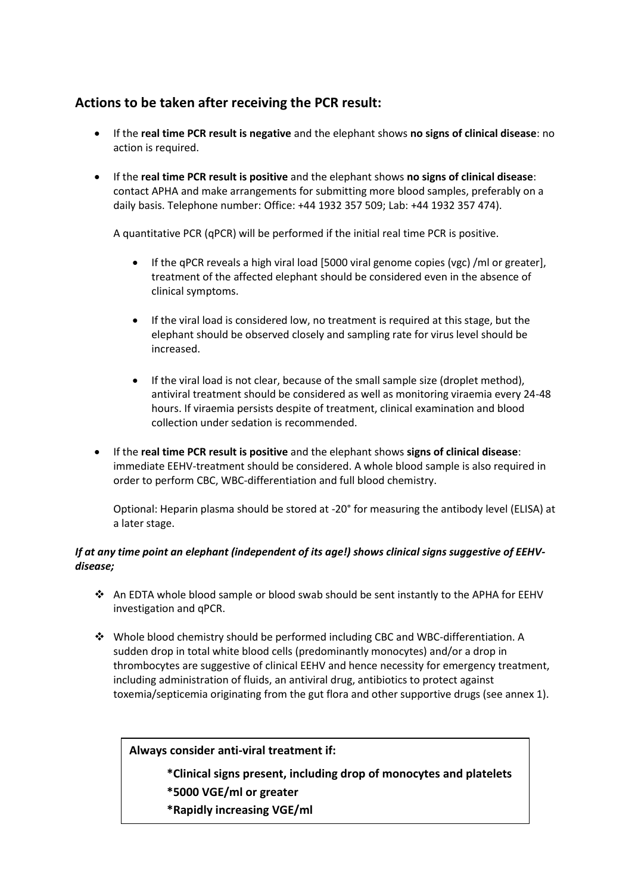## Actions to be taken after receiving the PCR result:

- If the **real time PCR result is negative** and the elephant shows **no signs of clinical disease**: no action is required.

- If the **real time PCR result is positive** and the elephant shows **no signs of clinical disease**: contact APHA and make arrangements for submitting more blood samples, preferably on a daily basis. Telephone number: Office: +44 1932 357 509; Lab: +44 1932 357 474).

  A quantitative PCR (qPCR) will be performed if the initial real time PCR is positive.

  - If the qPCR reveals a high viral load [5000 viral genome copies (vgc) /ml or greater], treatment of the affected elephant should be considered even in the absence of clinical symptoms.

  - If the viral load is considered low, no treatment is required at this stage, but the elephant should be observed closely and sampling rate for virus level should be increased.

  - If the viral load is not clear, because of the small sample size (droplet method), antiviral treatment should be considered as well as monitoring viraemia every 24-48 hours. If viraemia persists despite of treatment, clinical examination and blood collection under sedation is recommended.

- If the **real time PCR result is positive** and the elephant shows **signs of clinical disease**: immediate EEHV-treatment should be considered. A whole blood sample is also required in order to perform CBC, WBC-differentiation and full blood chemistry.

  Optional: Heparin plasma should be stored at -20° for measuring the antibody level (ELISA) at a later stage.

***If at any time point an elephant (independent of its age!) shows clinical signs suggestive of EEHV-disease;***

- An EDTA whole blood sample or blood swab should be sent instantly to the APHA for EEHV investigation and qPCR.

- Whole blood chemistry should be performed including CBC and WBC-differentiation. A sudden drop in total white blood cells (predominantly monocytes) and/or a drop in thrombocytes are suggestive of clinical EEHV and hence necessity for emergency treatment, including administration of fluids, an antiviral drug, antibiotics to protect against toxemia/septicemia originating from the gut flora and other supportive drugs (see annex 1).

**Always consider anti-viral treatment if:**

**\*Clinical signs present, including drop of monocytes and platelets**

**\*5000 VGE/ml or greater**

**\*Rapidly increasing VGE/ml**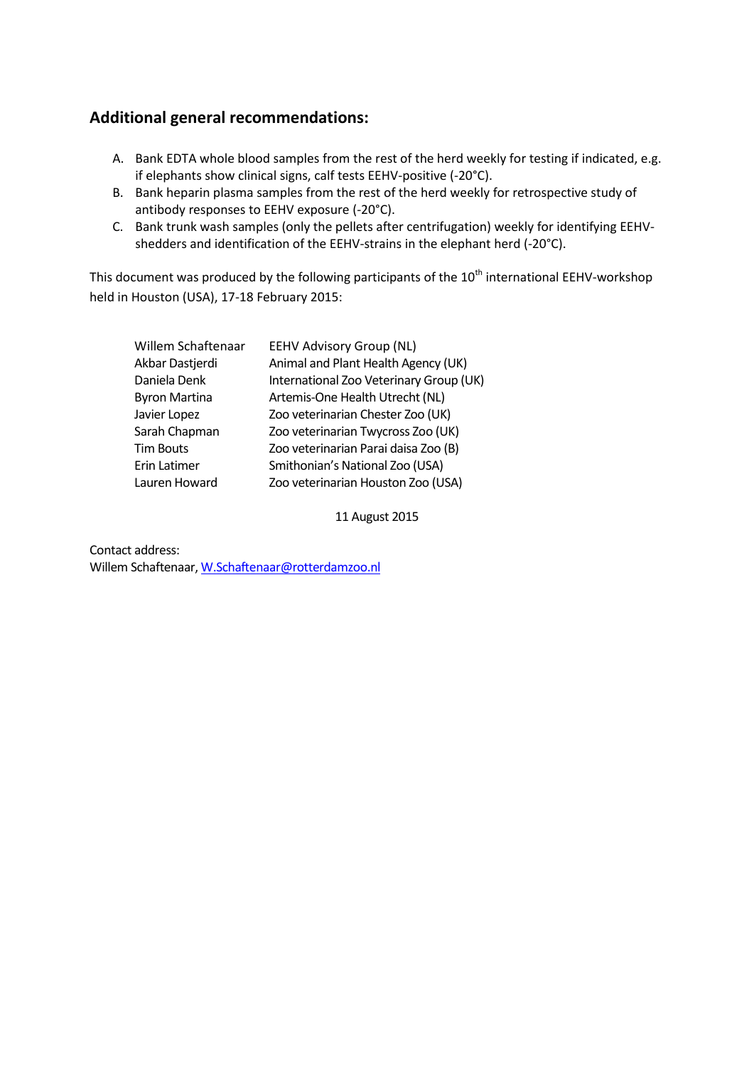## Additional general recommendations:

A. Bank EDTA whole blood samples from the rest of the herd weekly for testing if indicated, e.g. if elephants show clinical signs, calf tests EEHV-positive (-20°C).
B. Bank heparin plasma samples from the rest of the herd weekly for retrospective study of antibody responses to EEHV exposure (-20°C).
C. Bank trunk wash samples (only the pellets after centrifugation) weekly for identifying EEHV-shedders and identification of the EEHV-strains in the elephant herd (-20°C).

This document was produced by the following participants of the 10th international EEHV-workshop held in Houston (USA), 17-18 February 2015:

| | |
|---|---|
| Willem Schaftenaar | EEHV Advisory Group (NL) |
| Akbar Dastjerdi | Animal and Plant Health Agency (UK) |
| Daniela Denk | International Zoo Veterinary Group (UK) |
| Byron Martina | Artemis-One Health Utrecht (NL) |
| Javier Lopez | Zoo veterinarian Chester Zoo (UK) |
| Sarah Chapman | Zoo veterinarian Twycross Zoo (UK) |
| Tim Bouts | Zoo veterinarian Parai daisa Zoo (B) |
| Erin Latimer | Smithonian's National Zoo (USA) |
| Lauren Howard | Zoo veterinarian Houston Zoo (USA) |

11 August 2015

Contact address:
Willem Schaftenaar, W.Schaftenaar@rotterdamzoo.nl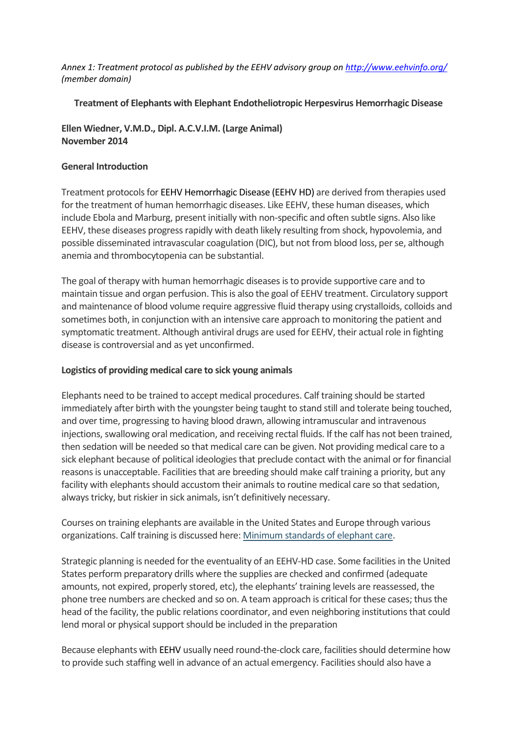*Annex 1: Treatment protocol as published by the EEHV advisory group on [http://www.eehvinfo.org/](http://www.eehvinfo.org/) (member domain)*

## Treatment of Elephants with Elephant Endotheliotropic Herpesvirus Hemorrhagic Disease

**Ellen Wiedner, V.M.D., Dipl. A.C.V.I.M. (Large Animal)**
**November 2014**

### General Introduction

Treatment protocols for EEHV Hemorrhagic Disease (EEHV HD) are derived from therapies used for the treatment of human hemorrhagic diseases. Like EEHV, these human diseases, which include Ebola and Marburg, present initially with non-specific and often subtle signs. Also like EEHV, these diseases progress rapidly with death likely resulting from shock, hypovolemia, and possible disseminated intravascular coagulation (DIC), but not from blood loss, per se, although anemia and thrombocytopenia can be substantial.

The goal of therapy with human hemorrhagic diseases is to provide supportive care and to maintain tissue and organ perfusion. This is also the goal of EEHV treatment. Circulatory support and maintenance of blood volume require aggressive fluid therapy using crystalloids, colloids and sometimes both, in conjunction with an intensive care approach to monitoring the patient and symptomatic treatment. Although antiviral drugs are used for EEHV, their actual role in fighting disease is controversial and as yet unconfirmed.

### Logistics of providing medical care to sick young animals

Elephants need to be trained to accept medical procedures. Calf training should be started immediately after birth with the youngster being taught to stand still and tolerate being touched, and over time, progressing to having blood drawn, allowing intramuscular and intravenous injections, swallowing oral medication, and receiving rectal fluids. If the calf has not been trained, then sedation will be needed so that medical care can be given. Not providing medical care to a sick elephant because of political ideologies that preclude contact with the animal or for financial reasons is unacceptable. Facilities that are breeding should make calf training a priority, but any facility with elephants should accustom their animals to routine medical care so that sedation, always tricky, but riskier in sick animals, isn't definitively necessary.

Courses on training elephants are available in the United States and Europe through various organizations. Calf training is discussed here: [Minimum standards of elephant care](Minimum standards of elephant care).

Strategic planning is needed for the eventuality of an EEHV-HD case. Some facilities in the United States perform preparatory drills where the supplies are checked and confirmed (adequate amounts, not expired, properly stored, etc), the elephants' training levels are reassessed, the phone tree numbers are checked and so on. A team approach is critical for these cases; thus the head of the facility, the public relations coordinator, and even neighboring institutions that could lend moral or physical support should be included in the preparation

Because elephants with EEHV usually need round-the-clock care, facilities should determine how to provide such staffing well in advance of an actual emergency. Facilities should also have a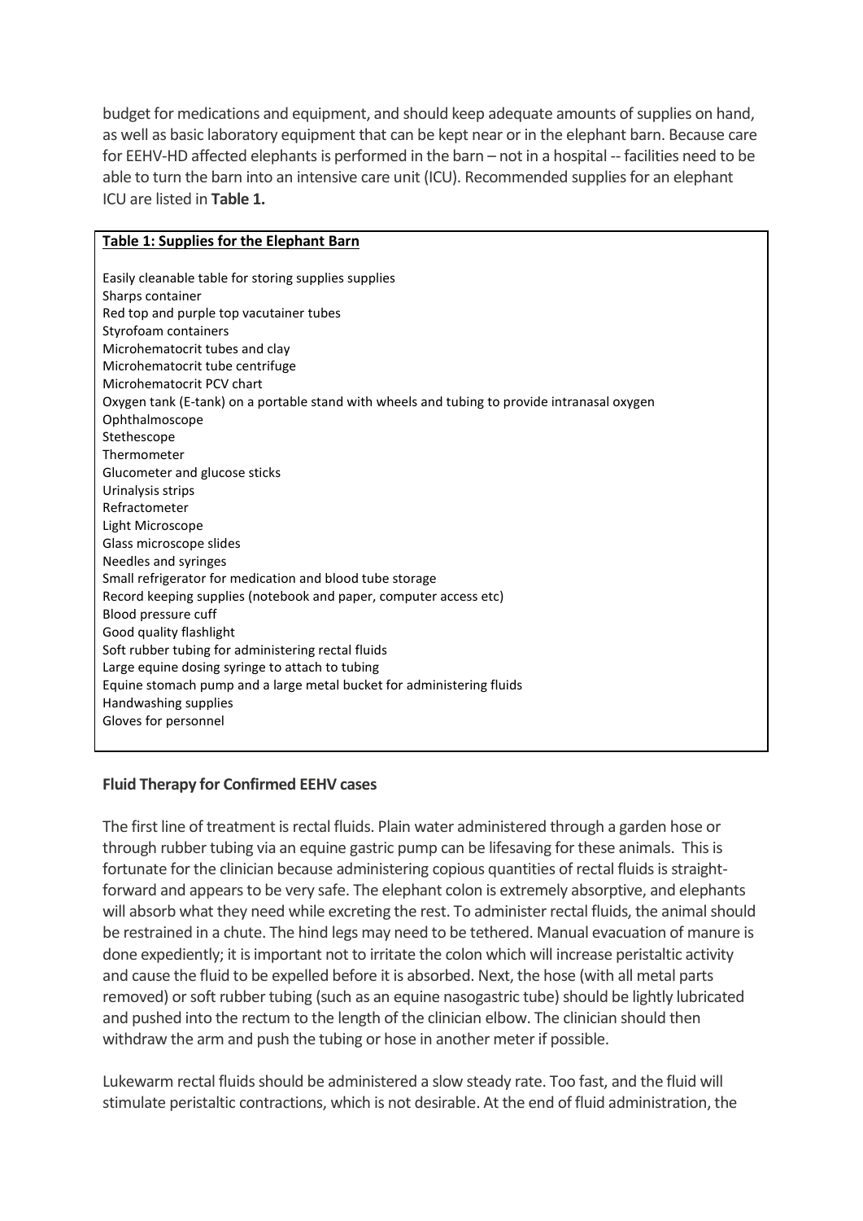budget for medications and equipment, and should keep adequate amounts of supplies on hand, as well as basic laboratory equipment that can be kept near or in the elephant barn. Because care for EEHV-HD affected elephants is performed in the barn – not in a hospital -- facilities need to be able to turn the barn into an intensive care unit (ICU). Recommended supplies for an elephant ICU are listed in **Table 1.**

| **Table 1: Supplies for the Elephant Barn** |
| --- |
| Easily cleanable table for storing supplies supplies |
| Sharps container |
| Red top and purple top vacutainer tubes |
| Styrofoam containers |
| Microhematocrit tubes and clay |
| Microhematocrit tube centrifuge |
| Microhematocrit PCV chart |
| Oxygen tank (E-tank) on a portable stand with wheels and tubing to provide intranasal oxygen |
| Ophthalmoscope |
| Stethescope |
| Thermometer |
| Glucometer and glucose sticks |
| Urinalysis strips |
| Refractometer |
| Light Microscope |
| Glass microscope slides |
| Needles and syringes |
| Small refrigerator for medication and blood tube storage |
| Record keeping supplies (notebook and paper, computer access etc) |
| Blood pressure cuff |
| Good quality flashlight |
| Soft rubber tubing for administering rectal fluids |
| Large equine dosing syringe to attach to tubing |
| Equine stomach pump and a large metal bucket for administering fluids |
| Handwashing supplies |
| Gloves for personnel |

## Fluid Therapy for Confirmed EEHV cases

The first line of treatment is rectal fluids. Plain water administered through a garden hose or through rubber tubing via an equine gastric pump can be lifesaving for these animals. This is fortunate for the clinician because administering copious quantities of rectal fluids is straight-forward and appears to be very safe. The elephant colon is extremely absorptive, and elephants will absorb what they need while excreting the rest. To administer rectal fluids, the animal should be restrained in a chute. The hind legs may need to be tethered. Manual evacuation of manure is done expediently; it is important not to irritate the colon which will increase peristaltic activity and cause the fluid to be expelled before it is absorbed. Next, the hose (with all metal parts removed) or soft rubber tubing (such as an equine nasogastric tube) should be lightly lubricated and pushed into the rectum to the length of the clinician elbow. The clinician should then withdraw the arm and push the tubing or hose in another meter if possible.

Lukewarm rectal fluids should be administered a slow steady rate. Too fast, and the fluid will stimulate peristaltic contractions, which is not desirable. At the end of fluid administration, the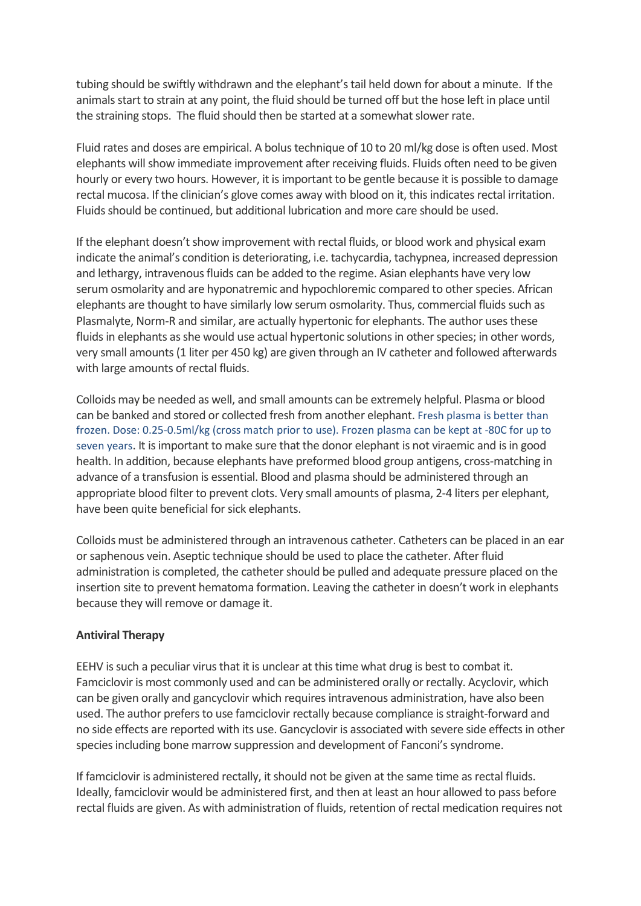tubing should be swiftly withdrawn and the elephant's tail held down for about a minute. If the animals start to strain at any point, the fluid should be turned off but the hose left in place until the straining stops. The fluid should then be started at a somewhat slower rate.

Fluid rates and doses are empirical. A bolus technique of 10 to 20 ml/kg dose is often used. Most elephants will show immediate improvement after receiving fluids. Fluids often need to be given hourly or every two hours. However, it is important to be gentle because it is possible to damage rectal mucosa. If the clinician's glove comes away with blood on it, this indicates rectal irritation. Fluids should be continued, but additional lubrication and more care should be used.

If the elephant doesn't show improvement with rectal fluids, or blood work and physical exam indicate the animal's condition is deteriorating, i.e. tachycardia, tachypnea, increased depression and lethargy, intravenous fluids can be added to the regime. Asian elephants have very low serum osmolarity and are hyponatremic and hypochloremic compared to other species. African elephants are thought to have similarly low serum osmolarity. Thus, commercial fluids such as Plasmalyte, Norm-R and similar, are actually hypertonic for elephants. The author uses these fluids in elephants as she would use actual hypertonic solutions in other species; in other words, very small amounts (1 liter per 450 kg) are given through an IV catheter and followed afterwards with large amounts of rectal fluids.

Colloids may be needed as well, and small amounts can be extremely helpful. Plasma or blood can be banked and stored or collected fresh from another elephant. Fresh plasma is better than frozen. Dose: 0.25-0.5ml/kg (cross match prior to use). Frozen plasma can be kept at -80C for up to seven years. It is important to make sure that the donor elephant is not viraemic and is in good health. In addition, because elephants have preformed blood group antigens, cross-matching in advance of a transfusion is essential. Blood and plasma should be administered through an appropriate blood filter to prevent clots. Very small amounts of plasma, 2-4 liters per elephant, have been quite beneficial for sick elephants.

Colloids must be administered through an intravenous catheter. Catheters can be placed in an ear or saphenous vein. Aseptic technique should be used to place the catheter. After fluid administration is completed, the catheter should be pulled and adequate pressure placed on the insertion site to prevent hematoma formation. Leaving the catheter in doesn't work in elephants because they will remove or damage it.

**Antiviral Therapy**

EEHV is such a peculiar virus that it is unclear at this time what drug is best to combat it. Famciclovir is most commonly used and can be administered orally or rectally. Acyclovir, which can be given orally and gancyclovir which requires intravenous administration, have also been used. The author prefers to use famciclovir rectally because compliance is straight-forward and no side effects are reported with its use. Gancyclovir is associated with severe side effects in other species including bone marrow suppression and development of Fanconi's syndrome.

If famciclovir is administered rectally, it should not be given at the same time as rectal fluids. Ideally, famciclovir would be administered first, and then at least an hour allowed to pass before rectal fluids are given. As with administration of fluids, retention of rectal medication requires not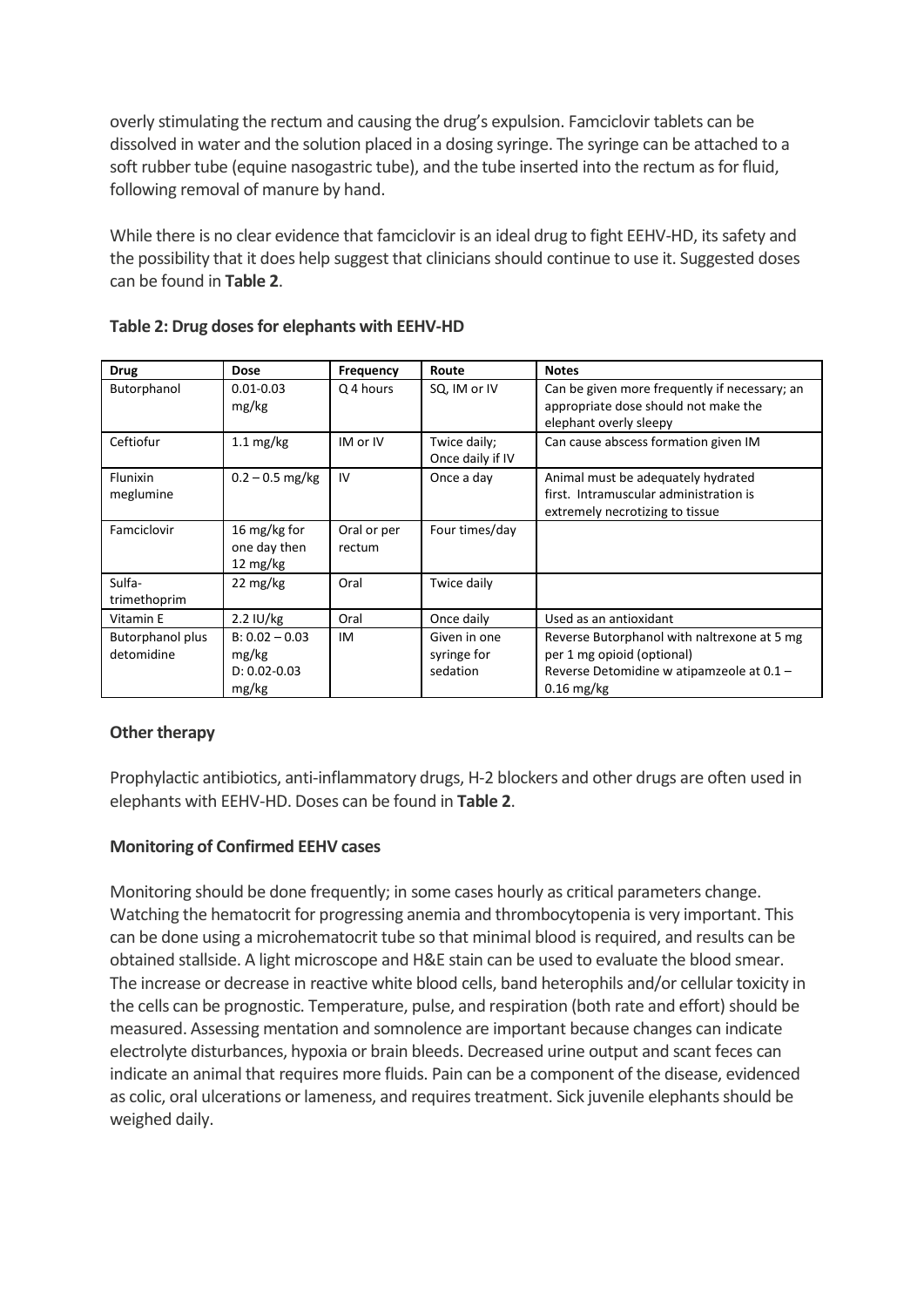overly stimulating the rectum and causing the drug's expulsion. Famciclovir tablets can be dissolved in water and the solution placed in a dosing syringe. The syringe can be attached to a soft rubber tube (equine nasogastric tube), and the tube inserted into the rectum as for fluid, following removal of manure by hand.

While there is no clear evidence that famciclovir is an ideal drug to fight EEHV-HD, its safety and the possibility that it does help suggest that clinicians should continue to use it. Suggested doses can be found in **Table 2**.

**Table 2: Drug doses for elephants with EEHV-HD**

| Drug | Dose | Frequency | Route | Notes |
|---|---|---|---|---|
| Butorphanol | 0.01-0.03 mg/kg | Q 4 hours | SQ, IM or IV | Can be given more frequently if necessary; an appropriate dose should not make the elephant overly sleepy |
| Ceftiofur | 1.1 mg/kg | IM or IV | Twice daily; Once daily if IV | Can cause abscess formation given IM |
| Flunixin meglumine | 0.2 – 0.5 mg/kg | IV | Once a day | Animal must be adequately hydrated first. Intramuscular administration is extremely necrotizing to tissue |
| Famciclovir | 16 mg/kg for one day then 12 mg/kg | Oral or per rectum | Four times/day | |
| Sulfa-trimethoprim | 22 mg/kg | Oral | Twice daily | |
| Vitamin E | 2.2 IU/kg | Oral | Once daily | Used as an antioxidant |
| Butorphanol plus detomidine | B: 0.02 – 0.03 mg/kg<br>D: 0.02-0.03 mg/kg | IM | Given in one syringe for sedation | Reverse Butorphanol with naltrexone at 5 mg per 1 mg opioid (optional)<br>Reverse Detomidine w atipamzeole at 0.1 – 0.16 mg/kg |

**Other therapy**

Prophylactic antibiotics, anti-inflammatory drugs, H-2 blockers and other drugs are often used in elephants with EEHV-HD. Doses can be found in **Table 2**.

**Monitoring of Confirmed EEHV cases**

Monitoring should be done frequently; in some cases hourly as critical parameters change. Watching the hematocrit for progressing anemia and thrombocytopenia is very important. This can be done using a microhematocrit tube so that minimal blood is required, and results can be obtained stallside. A light microscope and H&E stain can be used to evaluate the blood smear. The increase or decrease in reactive white blood cells, band heterophils and/or cellular toxicity in the cells can be prognostic. Temperature, pulse, and respiration (both rate and effort) should be measured. Assessing mentation and somnolence are important because changes can indicate electrolyte disturbances, hypoxia or brain bleeds. Decreased urine output and scant feces can indicate an animal that requires more fluids. Pain can be a component of the disease, evidenced as colic, oral ulcerations or lameness, and requires treatment. Sick juvenile elephants should be weighed daily.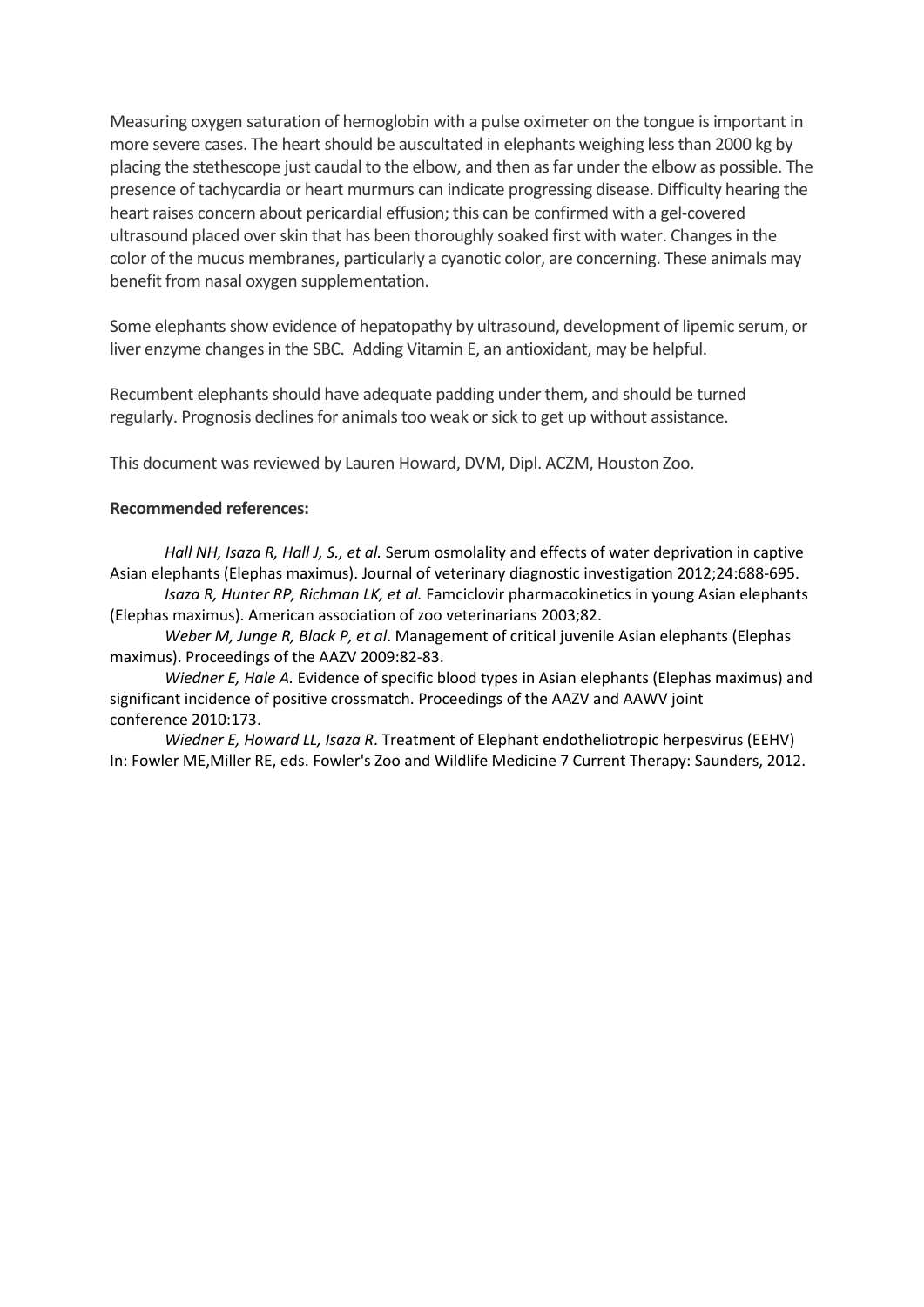Measuring oxygen saturation of hemoglobin with a pulse oximeter on the tongue is important in more severe cases. The heart should be auscultated in elephants weighing less than 2000 kg by placing the stethescope just caudal to the elbow, and then as far under the elbow as possible. The presence of tachycardia or heart murmurs can indicate progressing disease. Difficulty hearing the heart raises concern about pericardial effusion; this can be confirmed with a gel-covered ultrasound placed over skin that has been thoroughly soaked first with water. Changes in the color of the mucus membranes, particularly a cyanotic color, are concerning. These animals may benefit from nasal oxygen supplementation.

Some elephants show evidence of hepatopathy by ultrasound, development of lipemic serum, or liver enzyme changes in the SBC. Adding Vitamin E, an antioxidant, may be helpful.

Recumbent elephants should have adequate padding under them, and should be turned regularly. Prognosis declines for animals too weak or sick to get up without assistance.

This document was reviewed by Lauren Howard, DVM, Dipl. ACZM, Houston Zoo.

**Recommended references:**

*Hall NH, Isaza R, Hall J, S., et al.* Serum osmolality and effects of water deprivation in captive Asian elephants (Elephas maximus). Journal of veterinary diagnostic investigation 2012;24:688-695.

*Isaza R, Hunter RP, Richman LK, et al.* Famciclovir pharmacokinetics in young Asian elephants (Elephas maximus). American association of zoo veterinarians 2003;82.

*Weber M, Junge R, Black P, et al*. Management of critical juvenile Asian elephants (Elephas maximus). Proceedings of the AAZV 2009:82-83.

*Wiedner E, Hale A.* Evidence of specific blood types in Asian elephants (Elephas maximus) and significant incidence of positive crossmatch. Proceedings of the AAZV and AAWV joint conference 2010:173.

*Wiedner E, Howard LL, Isaza R*. Treatment of Elephant endotheliotropic herpesvirus (EEHV) In: Fowler ME,Miller RE, eds. Fowler's Zoo and Wildlife Medicine 7 Current Therapy: Saunders, 2012.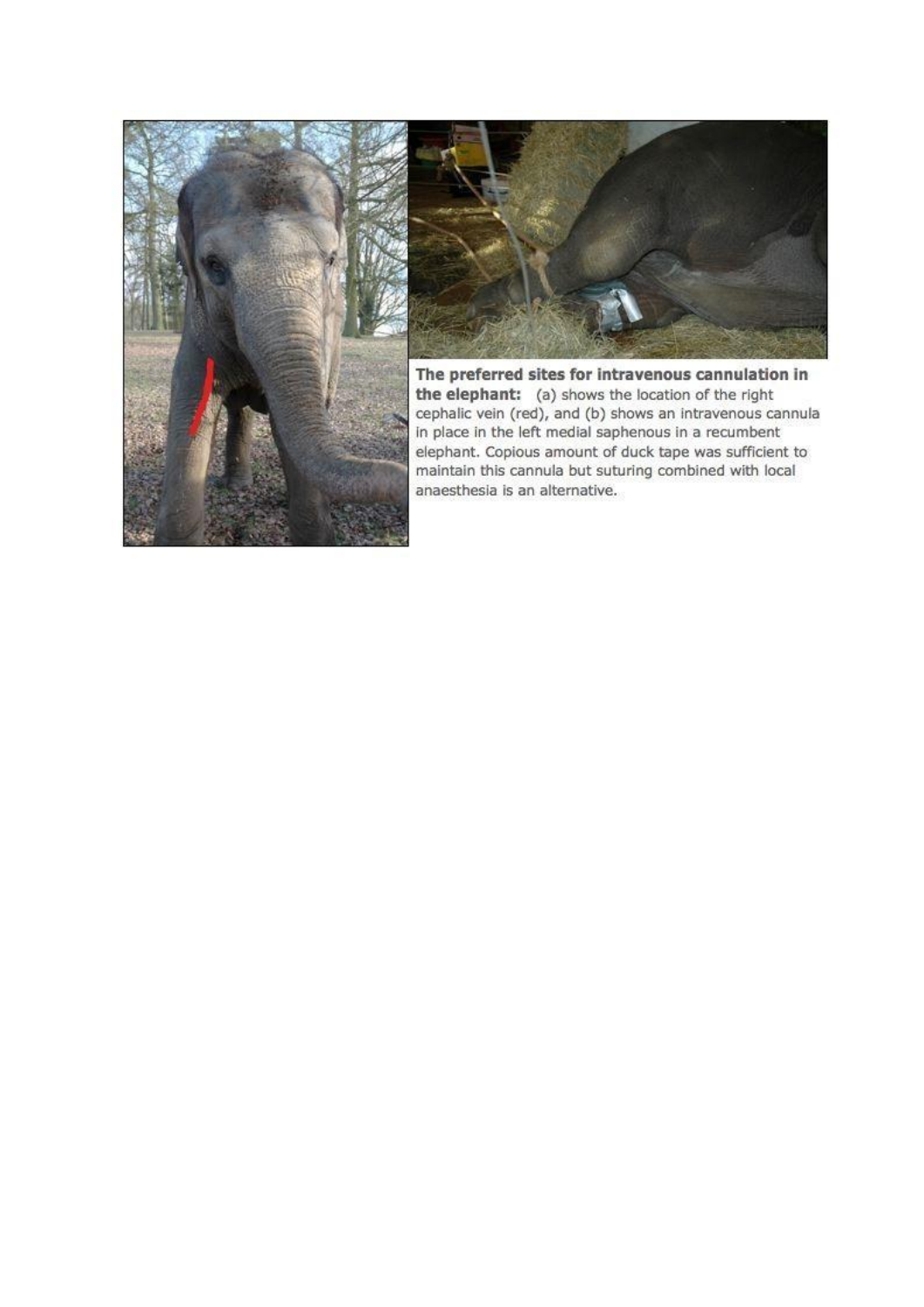**The preferred sites for intravenous cannulation in the elephant:** (a) shows the location of the right cephalic vein (red), and (b) shows an intravenous cannula in place in the left medial saphenous in a recumbent elephant. Copious amount of duck tape was sufficient to maintain this cannula but suturing combined with local anaesthesia is an alternative.